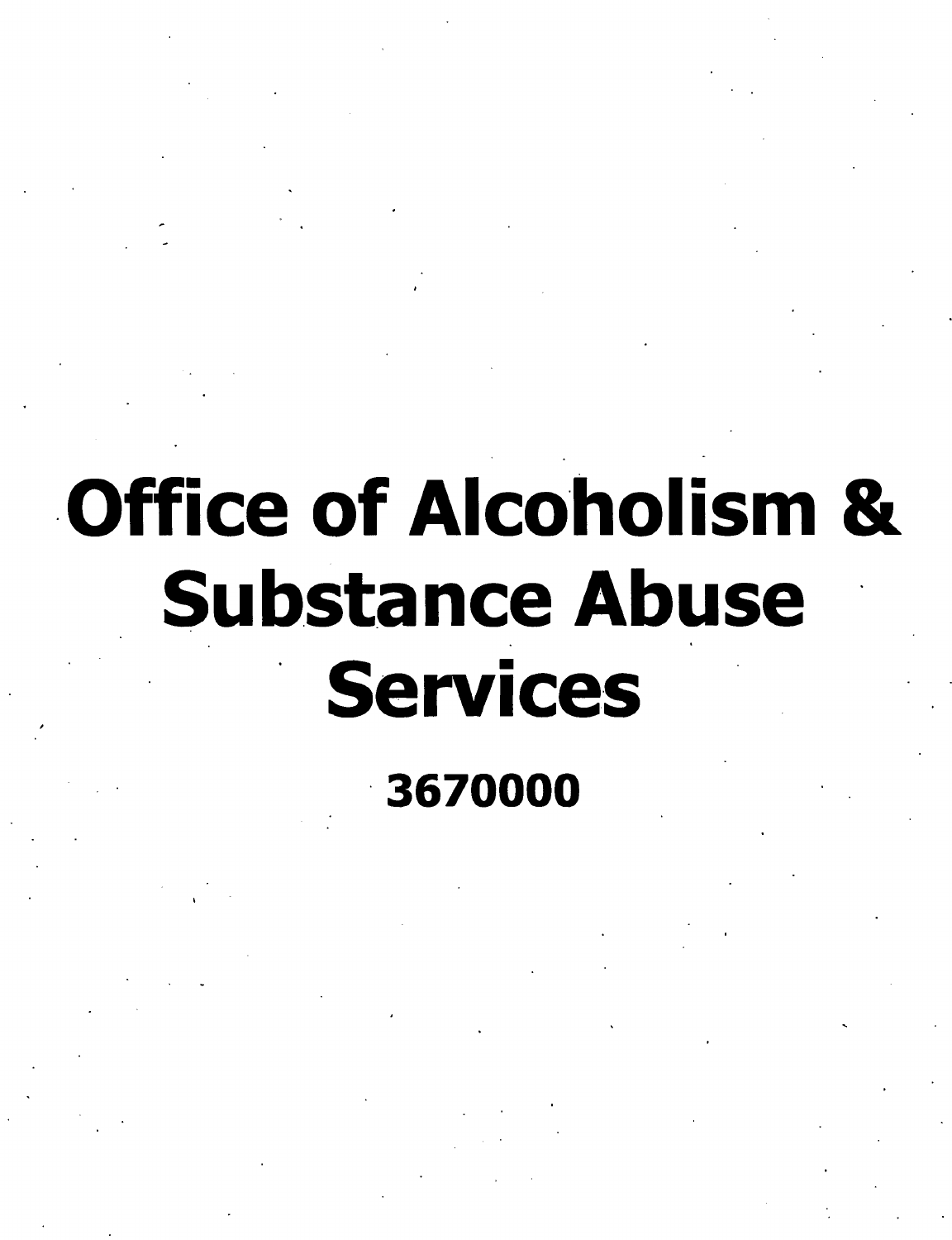# Office of Alcoholism & Substance Abuse Services

**3670000**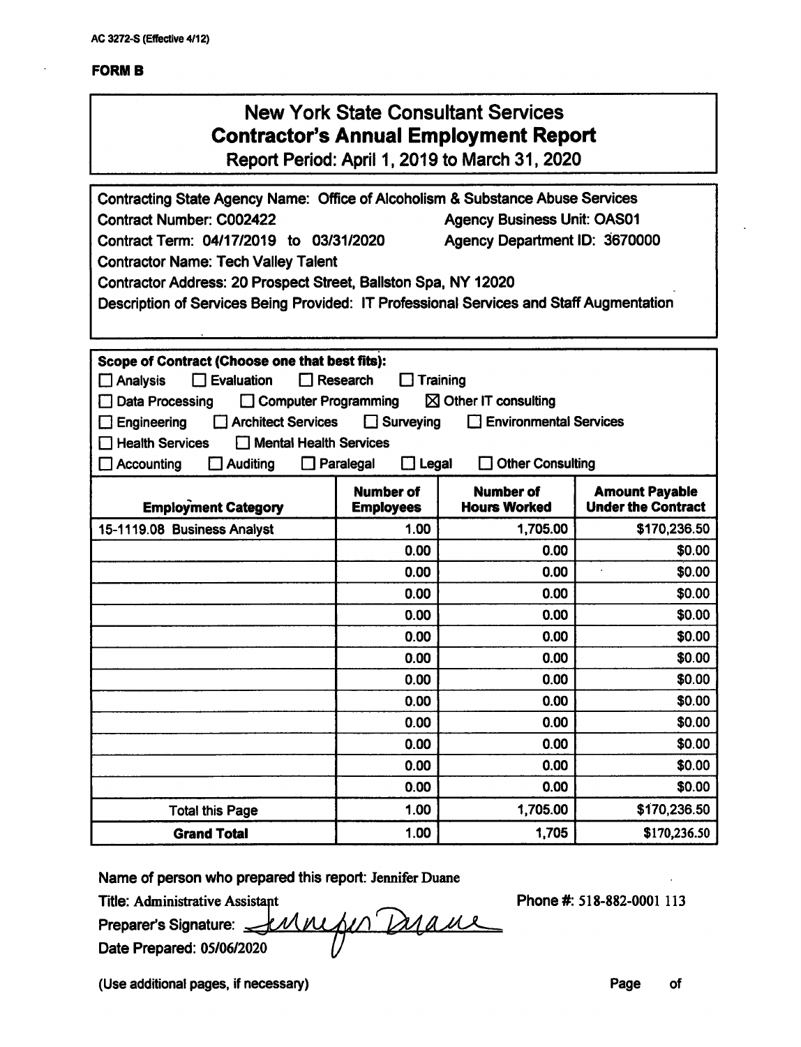AC 3272-S (Effective 4/12)

**FORM B**

# New York State Consultant Services
## Contractor's Annual Employment Report
### Report Period: April 1, 2019 to March 31, 2020

Contracting State Agency Name: Office of Alcoholism & Substance Abuse Services

Contract Number: C002422 Agency Business Unit: OAS01

Contract Term: 04/17/2019 to 03/31/2020 Agency Department ID: 3670000

Contractor Name: Tech Valley Talent

Contractor Address: 20 Prospect Street, Ballston Spa, NY 12020

Description of Services Being Provided: IT Professional Services and Staff Augmentation

**Scope of Contract (Choose one that best fits):**

☐ Analysis ☐ Evaluation ☐ Research ☐ Training

☐ Data Processing ☐ Computer Programming ☒ Other IT consulting

☐ Engineering ☐ Architect Services ☐ Surveying ☐ Environmental Services

☐ Health Services ☐ Mental Health Services

☐ Accounting ☐ Auditing ☐ Paralegal ☐ Legal ☐ Other Consulting

| Employment Category | Number of Employees | Number of Hours Worked | Amount Payable Under the Contract |
|---|---|---|---|
| 15-1119.08 Business Analyst | 1.00 | 1,705.00 | $170,236.50 |
| | 0.00 | 0.00 | $0.00 |
| | 0.00 | 0.00 | $0.00 |
| | 0.00 | 0.00 | $0.00 |
| | 0.00 | 0.00 | $0.00 |
| | 0.00 | 0.00 | $0.00 |
| | 0.00 | 0.00 | $0.00 |
| | 0.00 | 0.00 | $0.00 |
| | 0.00 | 0.00 | $0.00 |
| | 0.00 | 0.00 | $0.00 |
| | 0.00 | 0.00 | $0.00 |
| | 0.00 | 0.00 | $0.00 |
| | 0.00 | 0.00 | $0.00 |
| Total this Page | 1.00 | 1,705.00 | $170,236.50 |
| **Grand Total** | 1.00 | 1,705 | $170,236.50 |

Name of person who prepared this report: Jennifer Duane

Title: Administrative Assistant Phone #: 518-882-0001 113

Preparer's Signature: Jennifer Duane

Date Prepared: 05/06/2020

(Use additional pages, if necessary) Page of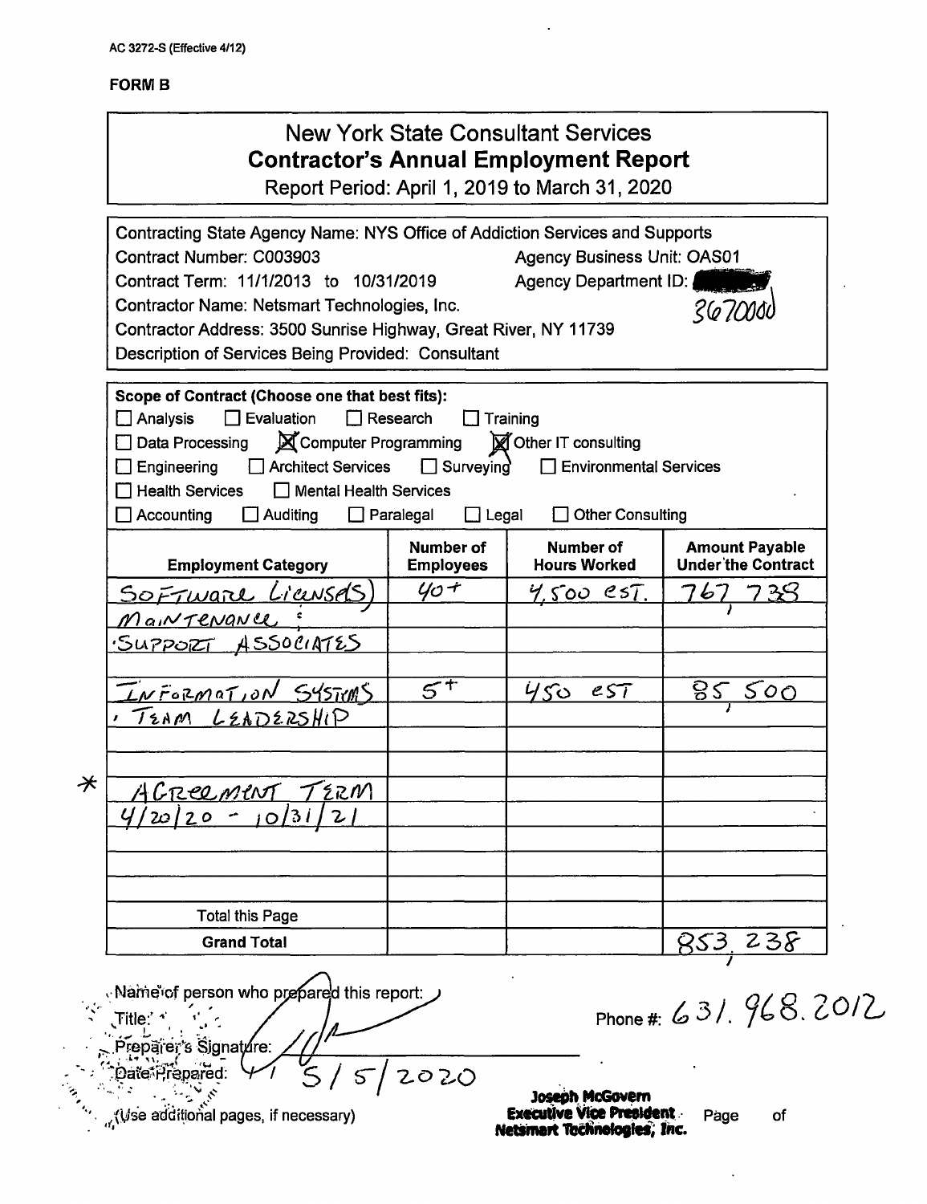AC 3272-S (Effective 4/12)

**FORM B**

# New York State Consultant Services
## Contractor's Annual Employment Report

Report Period: April 1, 2019 to March 31, 2020

Contracting State Agency Name: NYS Office of Addiction Services and Supports
Contract Number: C003903 Agency Business Unit: OAS01
Contract Term: 11/1/2013 to 10/31/2019 Agency Department ID: 3670000
Contractor Name: Netsmart Technologies, Inc.
Contractor Address: 3500 Sunrise Highway, Great River, NY 11739
Description of Services Being Provided: Consultant

**Scope of Contract (Choose one that best fits):**

☐ Analysis ☐ Evaluation ☐ Research ☐ Training
☐ Data Processing ☒ Computer Programming ☒ Other IT consulting
☐ Engineering ☐ Architect Services ☐ Surveying ☐ Environmental Services
☐ Health Services ☐ Mental Health Services
☐ Accounting ☐ Auditing ☐ Paralegal ☐ Legal ☐ Other Consulting

| Employment Category | Number of Employees | Number of Hours Worked | Amount Payable Under the Contract |
|---|---|---|---|
| Software Licenses | 40+ | 4,500 est. | 767,738 |
| Maintenance : | | | |
| Support Associates | | | |
| | | | |
| Information Systems | 5+ | 450 est | 85,500 |
| Team Leadership | | | |
| | | | |
| | | | |
| * Agreement Term | | | |
| 4/20/20 - 10/31/21 | | | |
| | | | |
| | | | |
| | | | |
| Total this Page | | | |
| **Grand Total** | | | 853,238 |

Name of person who prepared this report:
Title:
Preparer's Signature:
Date Prepared: 5/5/2020

Phone #: 631.968.2012

Joseph McGovern
Executive Vice President
Netsmart Technologies, Inc.

(Use additional pages, if necessary) Page of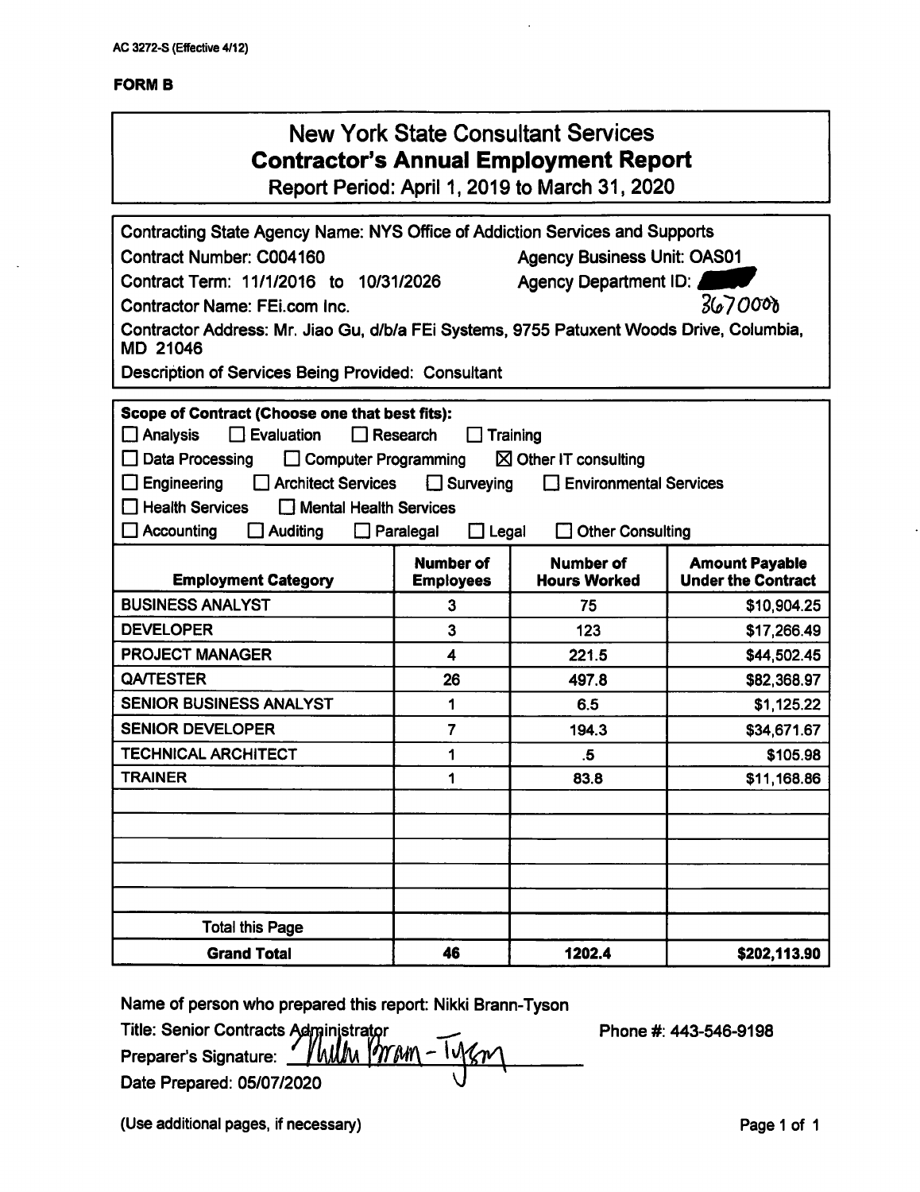AC 3272-S (Effective 4/12)

**FORM B**

# New York State Consultant Services
## Contractor's Annual Employment Report
### Report Period: April 1, 2019 to March 31, 2020

Contracting State Agency Name: NYS Office of Addiction Services and Supports

Contract Number: C004160 Agency Business Unit: OAS01

Contract Term: 11/1/2016 to 10/31/2026 Agency Department ID: 3670000

Contractor Name: FEi.com Inc.

Contractor Address: Mr. Jiao Gu, d/b/a FEi Systems, 9755 Patuxent Woods Drive, Columbia, MD 21046

Description of Services Being Provided: Consultant

**Scope of Contract (Choose one that best fits):**

☐ Analysis ☐ Evaluation ☐ Research ☐ Training
☐ Data Processing ☐ Computer Programming ☒ Other IT consulting
☐ Engineering ☐ Architect Services ☐ Surveying ☐ Environmental Services
☐ Health Services ☐ Mental Health Services
☐ Accounting ☐ Auditing ☐ Paralegal ☐ Legal ☐ Other Consulting

| Employment Category | Number of Employees | Number of Hours Worked | Amount Payable Under the Contract |
|---|---|---|---|
| BUSINESS ANALYST | 3 | 75 | $10,904.25 |
| DEVELOPER | 3 | 123 | $17,266.49 |
| PROJECT MANAGER | 4 | 221.5 | $44,502.45 |
| QA/TESTER | 26 | 497.8 | $82,368.97 |
| SENIOR BUSINESS ANALYST | 1 | 6.5 | $1,125.22 |
| SENIOR DEVELOPER | 7 | 194.3 | $34,671.67 |
| TECHNICAL ARCHITECT | 1 | .5 | $105.98 |
| TRAINER | 1 | 83.8 | $11,168.86 |
| | | | |
| | | | |
| | | | |
| | | | |
| | | | |
| Total this Page | | | |
| **Grand Total** | **46** | **1202.4** | **$202,113.90** |

Name of person who prepared this report: Nikki Brann-Tyson

Title: Senior Contracts Administrator Phone #: 443-546-9198

Preparer's Signature: Nikki Brann-Tyson

Date Prepared: 05/07/2020

(Use additional pages, if necessary)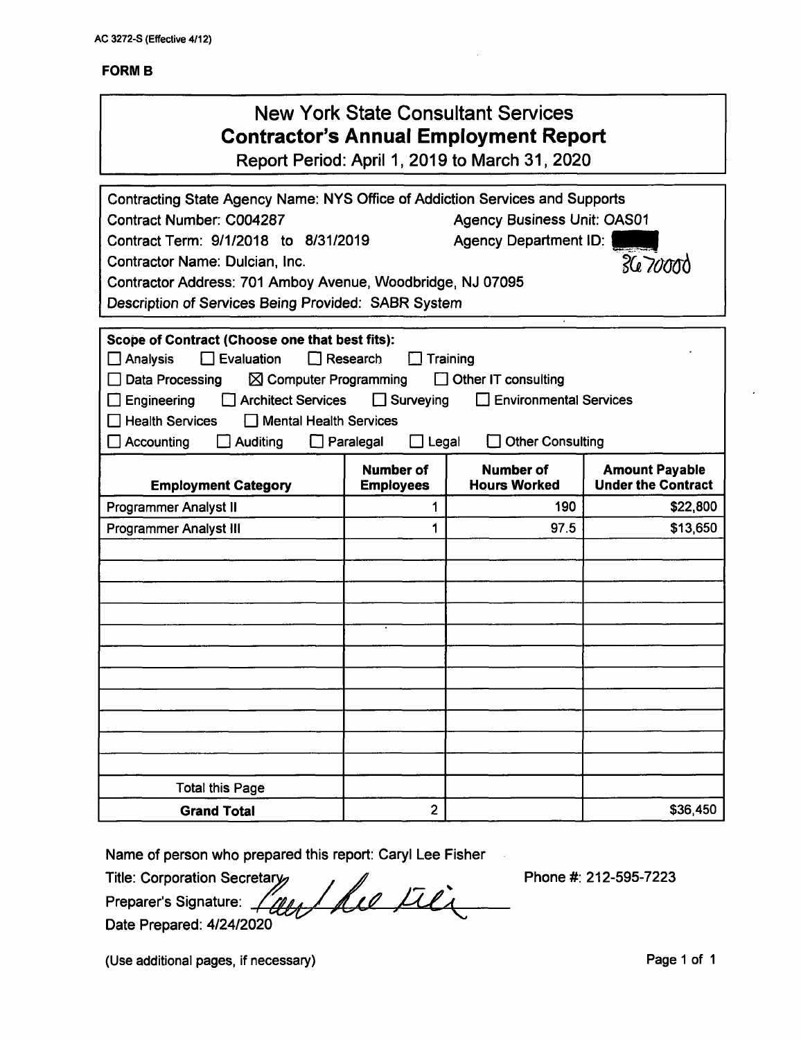AC 3272-S (Effective 4/12)

**FORM B**

# New York State Consultant Services
## Contractor's Annual Employment Report
Report Period: April 1, 2019 to March 31, 2020

Contracting State Agency Name: NYS Office of Addiction Services and Supports
Contract Number: C004287 Agency Business Unit: OAS01
Contract Term: 9/1/2018 to 8/31/2019 Agency Department ID: 3670000
Contractor Name: Dulcian, Inc.
Contractor Address: 701 Amboy Avenue, Woodbridge, NJ 07095
Description of Services Being Provided: SABR System

**Scope of Contract (Choose one that best fits):**

☐ Analysis ☐ Evaluation ☐ Research ☐ Training
☐ Data Processing ☒ Computer Programming ☐ Other IT consulting
☐ Engineering ☐ Architect Services ☐ Surveying ☐ Environmental Services
☐ Health Services ☐ Mental Health Services
☐ Accounting ☐ Auditing ☐ Paralegal ☐ Legal ☐ Other Consulting

| Employment Category | Number of Employees | Number of Hours Worked | Amount Payable Under the Contract |
|---|---|---|---|
| Programmer Analyst II | 1 | 190 | $22,800 |
| Programmer Analyst III | 1 | 97.5 | $13,650 |
| | | | |
| Total this Page | | | |
| **Grand Total** | 2 | | $36,450 |

Name of person who prepared this report: Caryl Lee Fisher
Title: Corporation Secretary Phone #: 212-595-7223
Preparer's Signature: Caryl Lee Fisher
Date Prepared: 4/24/2020

(Use additional pages, if necessary)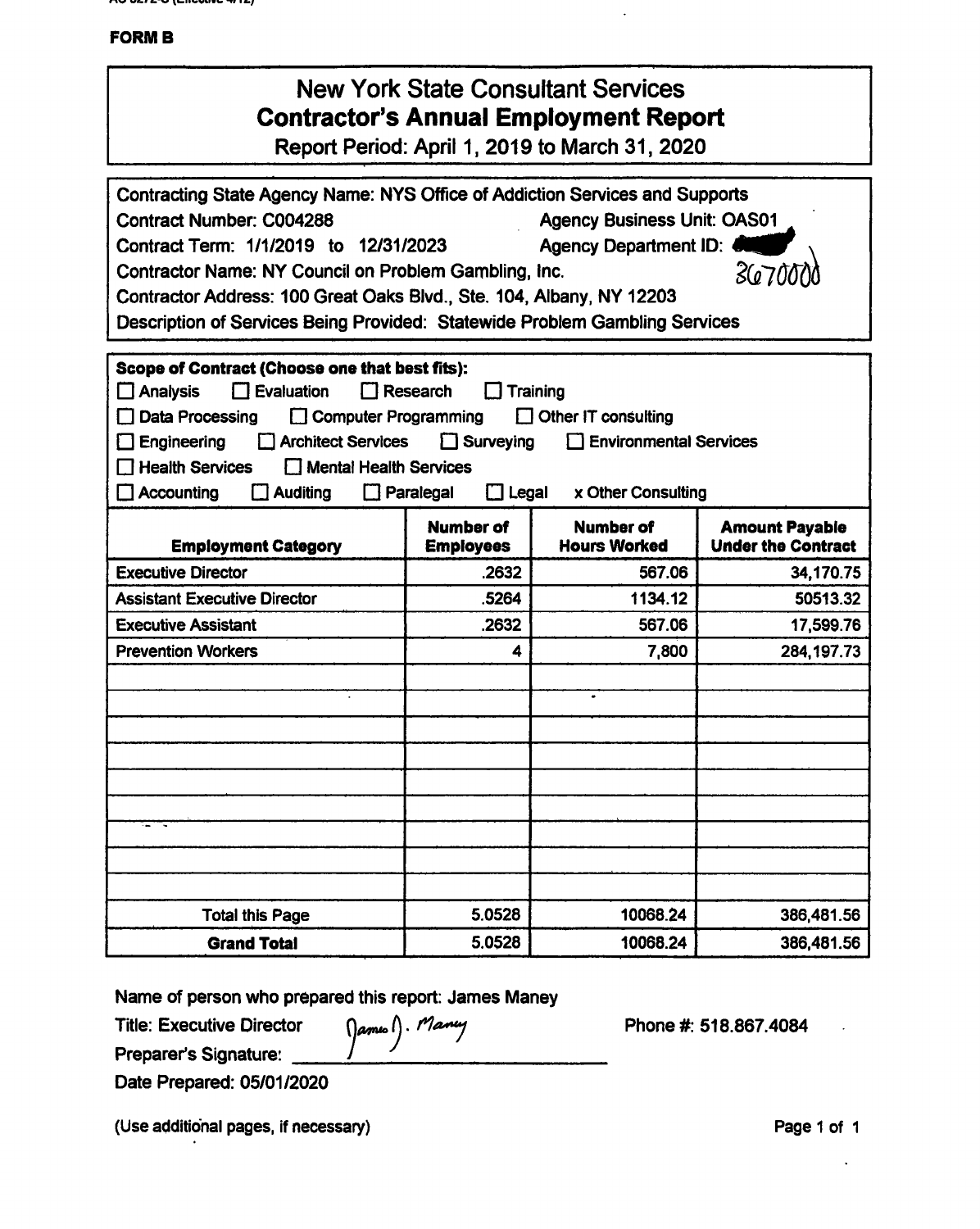**FORM B**

# New York State Consultant Services
## Contractor's Annual Employment Report
### Report Period: April 1, 2019 to March 31, 2020

Contracting State Agency Name: NYS Office of Addiction Services and Supports
Contract Number: C004288 Agency Business Unit: OAS01
Contract Term: 1/1/2019 to 12/31/2023 Agency Department ID: 3670000
Contractor Name: NY Council on Problem Gambling, Inc.
Contractor Address: 100 Great Oaks Blvd., Ste. 104, Albany, NY 12203
Description of Services Being Provided: Statewide Problem Gambling Services

**Scope of Contract (Choose one that best fits):**

☐ Analysis ☐ Evaluation ☐ Research ☐ Training
☐ Data Processing ☐ Computer Programming ☐ Other IT consulting
☐ Engineering ☐ Architect Services ☐ Surveying ☐ Environmental Services
☐ Health Services ☐ Mental Health Services
☐ Accounting ☐ Auditing ☐ Paralegal ☐ Legal x Other Consulting

| Employment Category | Number of Employees | Number of Hours Worked | Amount Payable Under the Contract |
|---|---|---|---|
| Executive Director | .2632 | 567.06 | 34,170.75 |
| Assistant Executive Director | .5264 | 1134.12 | 50513.32 |
| Executive Assistant | .2632 | 567.06 | 17,599.76 |
| Prevention Workers | 4 | 7,800 | 284,197.73 |
| | | | |
| | | | |
| | | | |
| | | | |
| | | | |
| | | | |
| | | | |
| | | | |
| | | | |
| Total this Page | 5.0528 | 10068.24 | 386,481.56 |
| **Grand Total** | 5.0528 | 10068.24 | 386,481.56 |

Name of person who prepared this report: James Maney
Title: Executive Director
Preparer's Signature: James J. Maney
Phone #: 518.867.4084
Date Prepared: 05/01/2020

(Use additional pages, if necessary)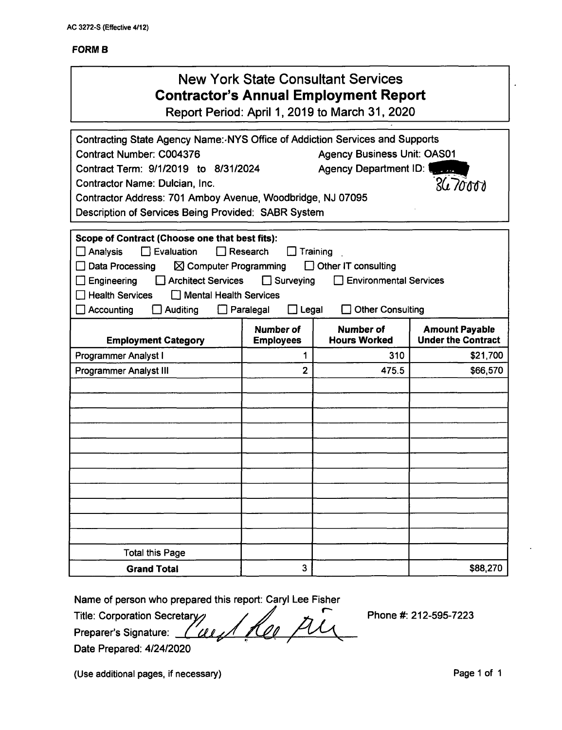AC 3272-S (Effective 4/12)

**FORM B**

# New York State Consultant Services
## Contractor's Annual Employment Report
Report Period: April 1, 2019 to March 31, 2020

Contracting State Agency Name: NYS Office of Addiction Services and Supports
Contract Number: C004376 Agency Business Unit: OAS01
Contract Term: 9/1/2019 to 8/31/2024 Agency Department ID: 3670000
Contractor Name: Dulcian, Inc.
Contractor Address: 701 Amboy Avenue, Woodbridge, NJ 07095
Description of Services Being Provided: SABR System

**Scope of Contract (Choose one that best fits):**

- ☐ Analysis ☐ Evaluation ☐ Research ☐ Training
- ☐ Data Processing ☒ Computer Programming ☐ Other IT consulting
- ☐ Engineering ☐ Architect Services ☐ Surveying ☐ Environmental Services
- ☐ Health Services ☐ Mental Health Services
- ☐ Accounting ☐ Auditing ☐ Paralegal ☐ Legal ☐ Other Consulting

| Employment Category | Number of Employees | Number of Hours Worked | Amount Payable Under the Contract |
|---|---|---|---|
| Programmer Analyst I | 1 | 310 | $21,700 |
| Programmer Analyst III | 2 | 475.5 | $66,570 |
| | | | |
| | | | |
| | | | |
| | | | |
| | | | |
| | | | |
| | | | |
| | | | |
| | | | |
| | | | |
| | | | |
| Total this Page | | | |
| **Grand Total** | 3 | | $88,270 |

Name of person who prepared this report: Caryl Lee Fisher
Title: Corporation Secretary Phone #: 212-595-7223
Preparer's Signature: Caryl Lee Fisher
Date Prepared: 4/24/2020

(Use additional pages, if necessary)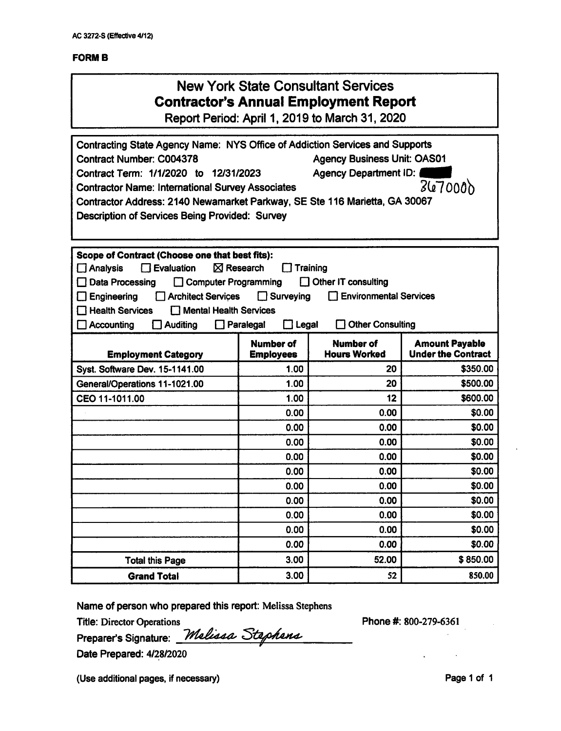AC 3272-S (Effective 4/12)

**FORM B**

# New York State Consultant Services
## Contractor's Annual Employment Report
Report Period: April 1, 2019 to March 31, 2020

Contracting State Agency Name: NYS Office of Addiction Services and Supports
Contract Number: C004378 Agency Business Unit: OAS01
Contract Term: 1/1/2020 to 12/31/2023 Agency Department ID: 3670000
Contractor Name: International Survey Associates
Contractor Address: 2140 Newamarket Parkway, SE Ste 116 Marietta, GA 30067
Description of Services Being Provided: Survey

**Scope of Contract (Choose one that best fits):**

☐ Analysis ☐ Evaluation ☒ Research ☐ Training
☐ Data Processing ☐ Computer Programming ☐ Other IT consulting
☐ Engineering ☐ Architect Services ☐ Surveying ☐ Environmental Services
☐ Health Services ☐ Mental Health Services
☐ Accounting ☐ Auditing ☐ Paralegal ☐ Legal ☐ Other Consulting

| Employment Category | Number of Employees | Number of Hours Worked | Amount Payable Under the Contract |
|---|---|---|---|
| Syst. Software Dev. 15-1141.00 | 1.00 | 20 | $350.00 |
| General/Operations 11-1021.00 | 1.00 | 20 | $500.00 |
| CEO 11-1011.00 | 1.00 | 12 | $600.00 |
| | 0.00 | 0.00 | $0.00 |
| | 0.00 | 0.00 | $0.00 |
| | 0.00 | 0.00 | $0.00 |
| | 0.00 | 0.00 | $0.00 |
| | 0.00 | 0.00 | $0.00 |
| | 0.00 | 0.00 | $0.00 |
| | 0.00 | 0.00 | $0.00 |
| | 0.00 | 0.00 | $0.00 |
| | 0.00 | 0.00 | $0.00 |
| | 0.00 | 0.00 | $0.00 |
| **Total this Page** | 3.00 | 52.00 | $ 850.00 |
| **Grand Total** | 3.00 | 52 | 850.00 |

Name of person who prepared this report: Melissa Stephens
Title: Director Operations Phone #: 800-279-6361
Preparer's Signature: *Melissa Stephens*
Date Prepared: 4/28/2020

(Use additional pages, if necessary)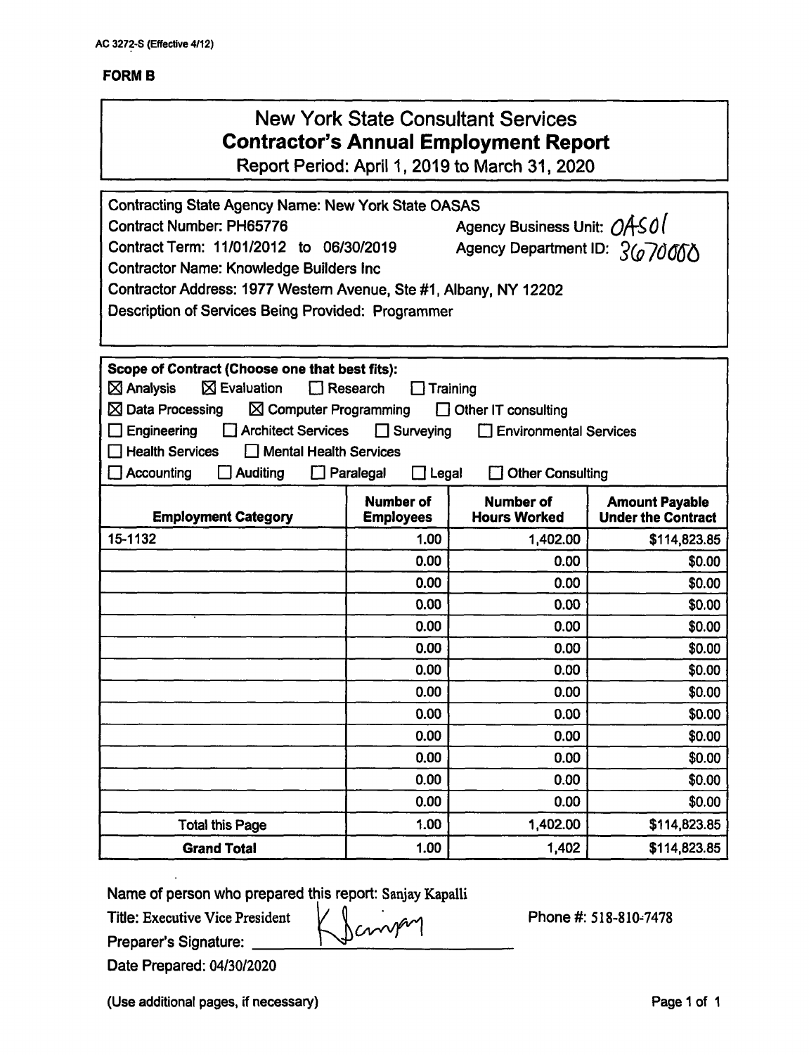AC 3272-S (Effective 4/12)

**FORM B**

# New York State Consultant Services
## Contractor's Annual Employment Report
Report Period: April 1, 2019 to March 31, 2020

Contracting State Agency Name: New York State OASAS
Contract Number: PH65776 Agency Business Unit: OAS01
Contract Term: 11/01/2012 to 06/30/2019 Agency Department ID: 3670000
Contractor Name: Knowledge Builders Inc
Contractor Address: 1977 Western Avenue, Ste #1, Albany, NY 12202
Description of Services Being Provided: Programmer

**Scope of Contract (Choose one that best fits):**

☒ Analysis ☒ Evaluation ☐ Research ☐ Training
☒ Data Processing ☒ Computer Programming ☐ Other IT consulting
☐ Engineering ☐ Architect Services ☐ Surveying ☐ Environmental Services
☐ Health Services ☐ Mental Health Services
☐ Accounting ☐ Auditing ☐ Paralegal ☐ Legal ☐ Other Consulting

| Employment Category | Number of Employees | Number of Hours Worked | Amount Payable Under the Contract |
|---|---|---|---|
| 15-1132 | 1.00 | 1,402.00 | $114,823.85 |
| | 0.00 | 0.00 | $0.00 |
| | 0.00 | 0.00 | $0.00 |
| | 0.00 | 0.00 | $0.00 |
| | 0.00 | 0.00 | $0.00 |
| | 0.00 | 0.00 | $0.00 |
| | 0.00 | 0.00 | $0.00 |
| | 0.00 | 0.00 | $0.00 |
| | 0.00 | 0.00 | $0.00 |
| | 0.00 | 0.00 | $0.00 |
| | 0.00 | 0.00 | $0.00 |
| | 0.00 | 0.00 | $0.00 |
| | 0.00 | 0.00 | $0.00 |
| Total this Page | 1.00 | 1,402.00 | $114,823.85 |
| **Grand Total** | 1.00 | 1,402 | $114,823.85 |

Name of person who prepared this report: Sanjay Kapalli
Title: Executive Vice President Phone #: 518-810-7478
Preparer's Signature: K Sanjay
Date Prepared: 04/30/2020

(Use additional pages, if necessary)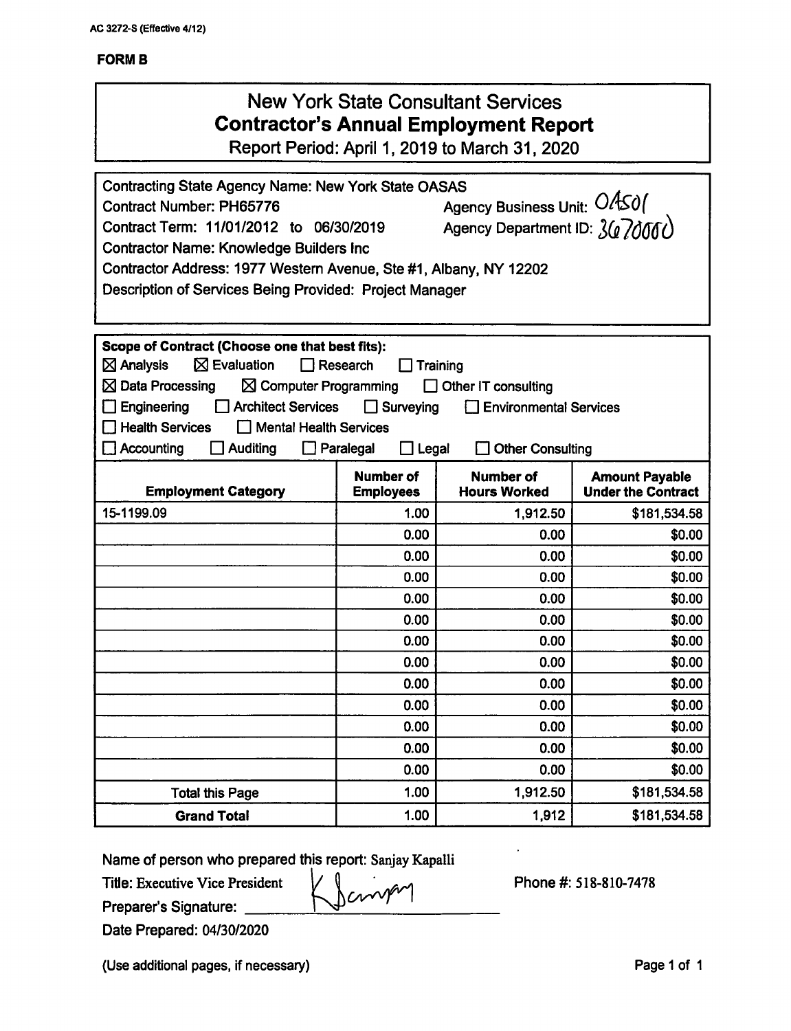AC 3272-S (Effective 4/12)

**FORM B**

# New York State Consultant Services
## Contractor's Annual Employment Report
Report Period: April 1, 2019 to March 31, 2020

Contracting State Agency Name: New York State OASAS
Contract Number: PH65776 Agency Business Unit: OAS01
Contract Term: 11/01/2012 to 06/30/2019 Agency Department ID: 3670000
Contractor Name: Knowledge Builders Inc
Contractor Address: 1977 Western Avenue, Ste #1, Albany, NY 12202
Description of Services Being Provided: Project Manager

**Scope of Contract (Choose one that best fits):**

☒ Analysis ☒ Evaluation ☐ Research ☐ Training
☒ Data Processing ☒ Computer Programming ☐ Other IT consulting
☐ Engineering ☐ Architect Services ☐ Surveying ☐ Environmental Services
☐ Health Services ☐ Mental Health Services
☐ Accounting ☐ Auditing ☐ Paralegal ☐ Legal ☐ Other Consulting

| Employment Category | Number of Employees | Number of Hours Worked | Amount Payable Under the Contract |
|---|---|---|---|
| 15-1199.09 | 1.00 | 1,912.50 | $181,534.58 |
| | 0.00 | 0.00 | $0.00 |
| | 0.00 | 0.00 | $0.00 |
| | 0.00 | 0.00 | $0.00 |
| | 0.00 | 0.00 | $0.00 |
| | 0.00 | 0.00 | $0.00 |
| | 0.00 | 0.00 | $0.00 |
| | 0.00 | 0.00 | $0.00 |
| | 0.00 | 0.00 | $0.00 |
| | 0.00 | 0.00 | $0.00 |
| | 0.00 | 0.00 | $0.00 |
| | 0.00 | 0.00 | $0.00 |
| | 0.00 | 0.00 | $0.00 |
| Total this Page | 1.00 | 1,912.50 | $181,534.58 |
| **Grand Total** | 1.00 | 1,912 | $181,534.58 |

Name of person who prepared this report: Sanjay Kapalli
Title: Executive Vice President
Preparer's Signature: [signature]
Phone #: 518-810-7478
Date Prepared: 04/30/2020

(Use additional pages, if necessary)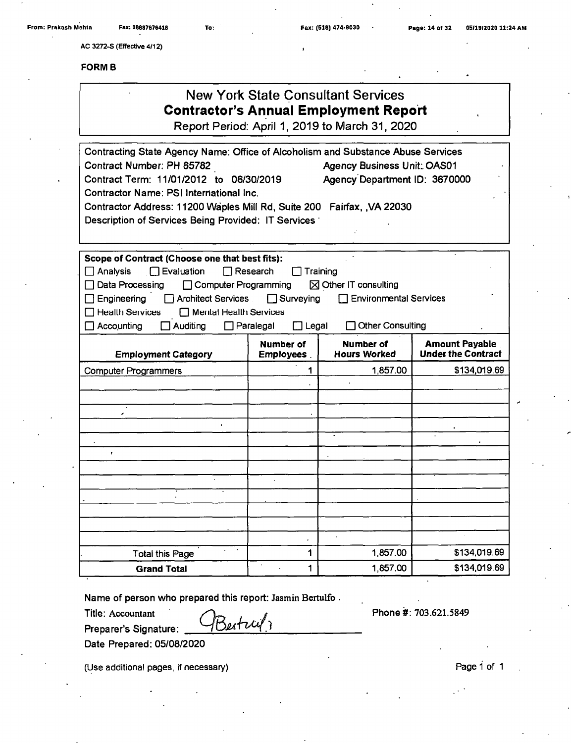AC 3272-S (Effective 4/12)

**FORM B**

## New York State Consultant Services
## **Contractor's Annual Employment Report**

Report Period: April 1, 2019 to March 31, 2020

Contracting State Agency Name: Office of Alcoholism and Substance Abuse Services
Contract Number: PH 65782 Agency Business Unit: OAS01
Contract Term: 11/01/2012 to 06/30/2019 Agency Department ID: 3670000
Contractor Name: PSI International Inc.
Contractor Address: 11200 Waples Mill Rd, Suite 200 Fairfax, ,VA 22030
Description of Services Being Provided: IT Services

**Scope of Contract (Choose one that best fits):**

☐ Analysis ☐ Evaluation ☐ Research ☐ Training
☐ Data Processing ☐ Computer Programming ☒ Other IT consulting
☐ Engineering ☐ Architect Services ☐ Surveying ☐ Environmental Services
☐ Health Services ☐ Mental Health Services
☐ Accounting ☐ Auditing ☐ Paralegal ☐ Legal ☐ Other Consulting

| Employment Category | Number of Employees | Number of Hours Worked | Amount Payable Under the Contract |
|---|---|---|---|
| Computer Programmers | 1 | 1,857.00 | $134,019.69 |
| | | | |
| | | | |
| | | | |
| | | | |
| | | | |
| | | | |
| | | | |
| | | | |
| | | | |
| | | | |
| | | | |
| | | | |
| Total this Page | 1 | 1,857.00 | $134,019.69 |
| **Grand Total** | 1 | 1,857.00 | $134,019.69 |

Name of person who prepared this report: Jasmin Bertulfo .
Title: Accountant Phone #: 703.621.5849
Preparer's Signature: JBertulfo
Date Prepared: 05/08/2020

(Use additional pages, if necessary)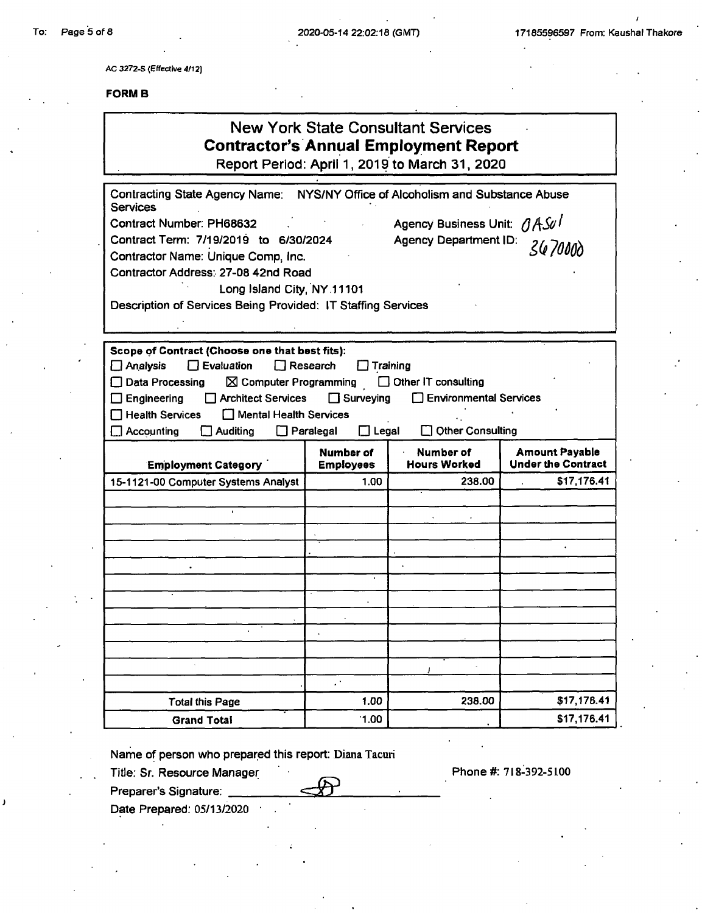AC 3272-S (Effective 4/12)

**FORM B**

# New York State Consultant Services
## Contractor's Annual Employment Report
Report Period: April 1, 2019 to March 31, 2020

Contracting State Agency Name: NYS/NY Office of Alcoholism and Substance Abuse Services

Contract Number: PH68632 — Agency Business Unit: OASO1

Contract Term: 7/19/2019 to 6/30/2024 — Agency Department ID: 3670000

Contractor Name: Unique Comp, Inc.

Contractor Address: 27-08 42nd Road
Long Island City, NY 11101

Description of Services Being Provided: IT Staffing Services

**Scope of Contract (Choose one that best fits):**

☐ Analysis ☐ Evaluation ☐ Research ☐ Training
☐ Data Processing ☒ Computer Programming ☐ Other IT consulting
☐ Engineering ☐ Architect Services ☐ Surveying ☐ Environmental Services
☐ Health Services ☐ Mental Health Services
☐ Accounting ☐ Auditing ☐ Paralegal ☐ Legal ☐ Other Consulting

| Employment Category | Number of Employees | Number of Hours Worked | Amount Payable Under the Contract |
|---|---|---|---|
| 15-1121-00 Computer Systems Analyst | 1.00 | 238.00 | $17,176.41 |
| | | | |
| | | | |
| | | | |
| | | | |
| | | | |
| | | | |
| | | | |
| | | | |
| | | | |
| | | | |
| | | | |
| | | | |
| Total this Page | 1.00 | 238.00 | $17,176.41 |
| Grand Total | 1.00 | | $17,176.41 |

Name of person who prepared this report: Diana Tacuri

Title: Sr. Resource Manager — Phone #: 718-392-5100

Preparer's Signature: [signature]

Date Prepared: 05/13/2020